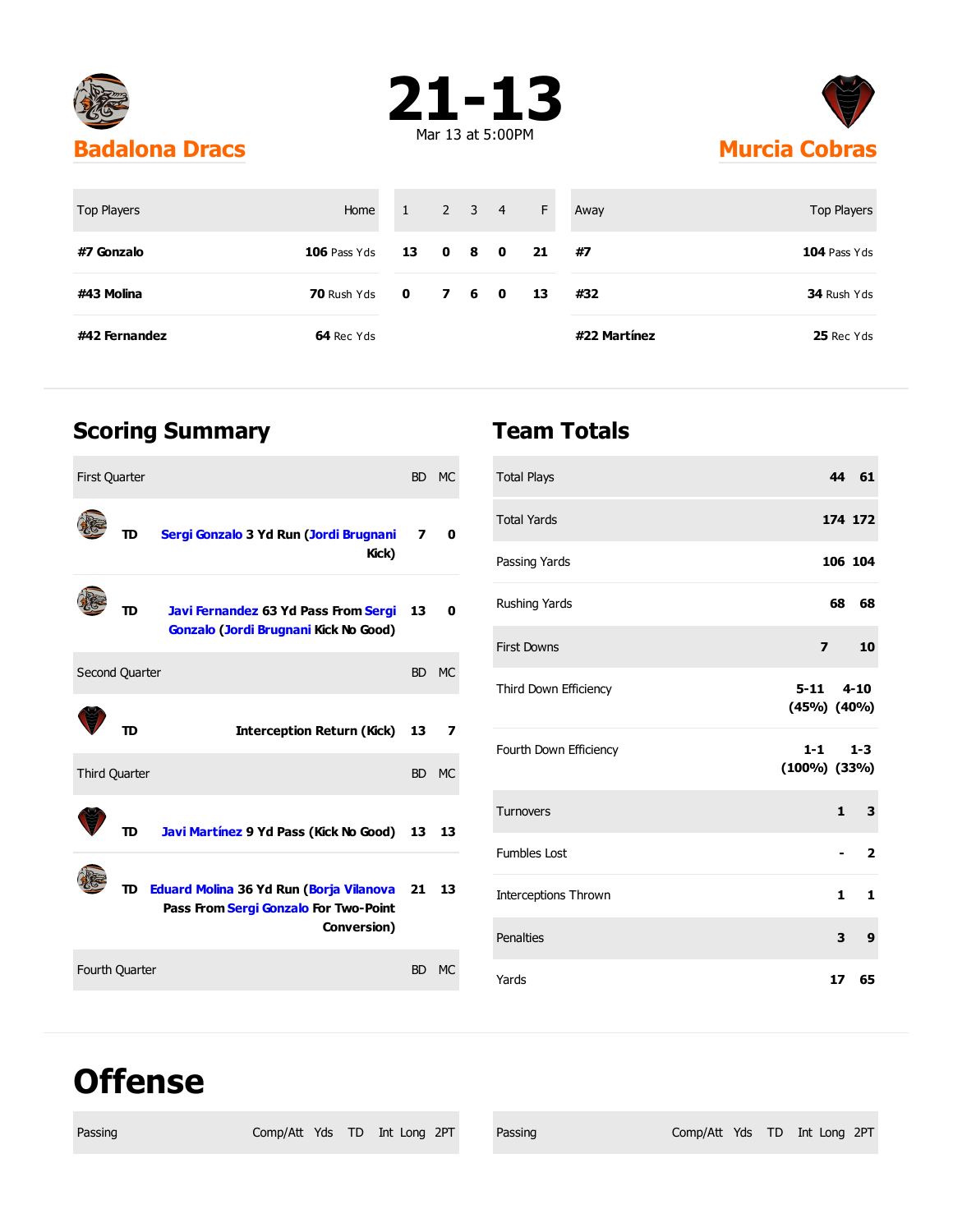# Badalona Dracs 21-13 Murcia Cobras

Mar 13 at 5:00PM

| Top Players | Home | 1 | 2 | 3 | 4 | F | Away | Top Players |
|---|---|---|---|---|---|---|---|---|
| **#7 Gonzalo** | **106** Pass Yds | **13** | **0** | **8** | **0** | **21** | **#7** | **104** Pass Yds |
| **#43 Molina** | **70** Rush Yds | **0** | **7** | **6** | **0** | **13** | **#32** | **34** Rush Yds |
| **#42 Fernandez** | **64** Rec Yds | | | | | | **#22 Martínez** | **25** Rec Yds |

## Scoring Summary

| First Quarter | | BD | MC |
|---|---|---|---|
| TD | **Sergi Gonzalo 3 Yd Run (Jordi Brugnani Kick)** | **7** | **0** |
| TD | **Javi Fernandez 63 Yd Pass From Sergi Gonzalo (Jordi Brugnani Kick No Good)** | **13** | **0** |
| **Second Quarter** | | **BD** | **MC** |
| TD | **Interception Return (Kick)** | **13** | **7** |
| **Third Quarter** | | **BD** | **MC** |
| TD | **Javi Martínez 9 Yd Pass (Kick No Good)** | **13** | **13** |
| TD | **Eduard Molina 36 Yd Run (Borja Vilanova Pass From Sergi Gonzalo For Two-Point Conversion)** | **21** | **13** |
| **Fourth Quarter** | | **BD** | **MC** |

## Team Totals

| | | |
|---|---|---|
| Total Plays | **44** | **61** |
| Total Yards | **174** | **172** |
| Passing Yards | **106** | **104** |
| Rushing Yards | **68** | **68** |
| First Downs | **7** | **10** |
| Third Down Efficiency | **5-11 (45%)** | **4-10 (40%)** |
| Fourth Down Efficiency | **1-1 (100%)** | **1-3 (33%)** |
| Turnovers | **1** | **3** |
| Fumbles Lost | **-** | **2** |
| Interceptions Thrown | **1** | **1** |
| Penalties | **3** | **9** |
| Yards | **17** | **65** |

# Offense

| Passing | Comp/Att | Yds | TD | Int | Long | 2PT |
|---|---|---|---|---|---|---|

| Passing | Comp/Att | Yds | TD | Int | Long | 2PT |
|---|---|---|---|---|---|---|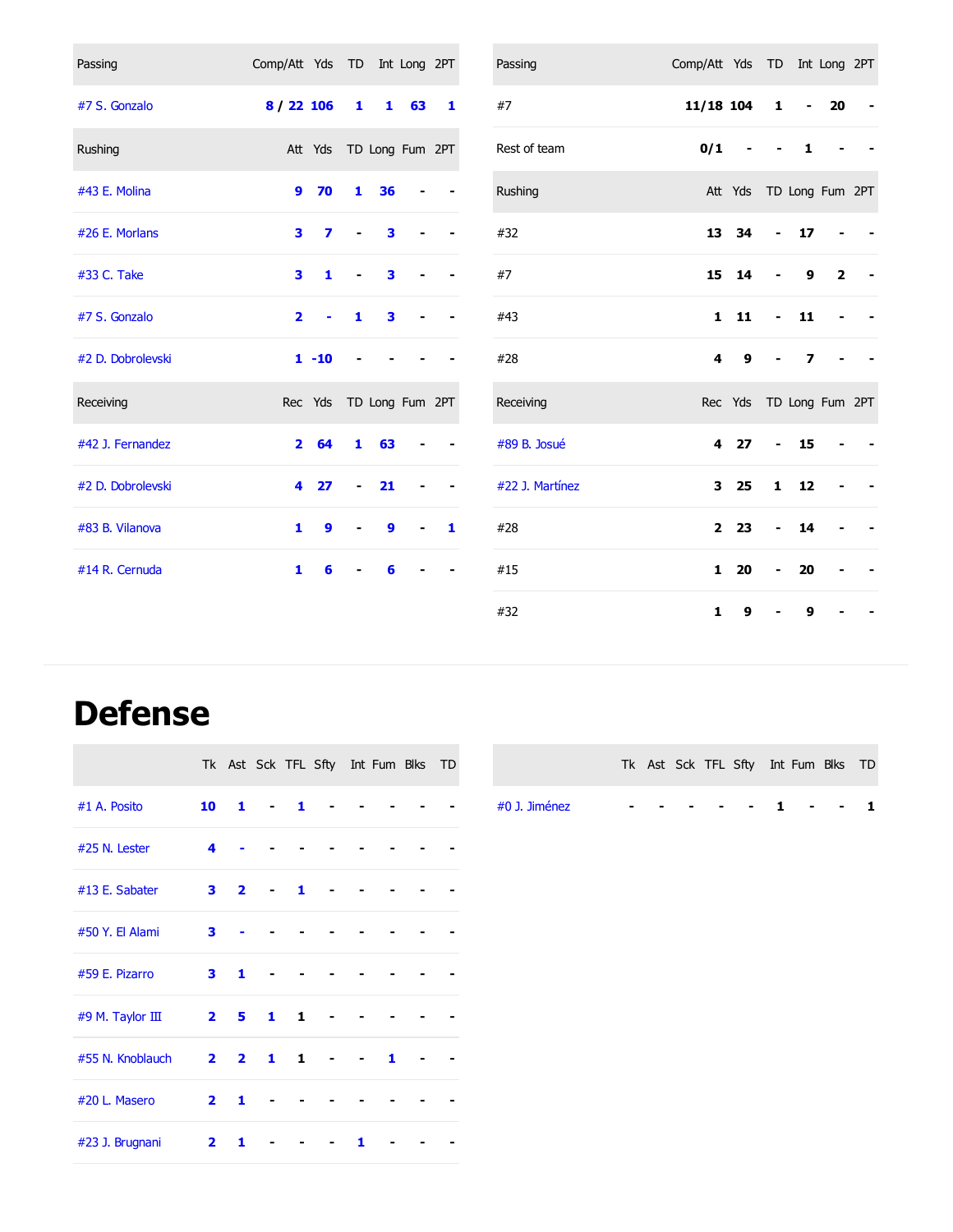| Passing | Comp/Att | Yds | TD | Int | Long | 2PT |
|---|---|---|---|---|---|---|
| #7 S. Gonzalo | 8 / 22 | 106 | 1 | 1 | 63 | 1 |

| Rushing | Att | Yds | TD | Long | Fum | 2PT |
|---|---|---|---|---|---|---|
| #43 E. Molina | 9 | 70 | 1 | 36 | - | - |
| #26 E. Morlans | 3 | 7 | - | 3 | - | - |
| #33 C. Take | 3 | 1 | - | 3 | - | - |
| #7 S. Gonzalo | 2 | - | 1 | 3 | - | - |
| #2 D. Dobrolevski | 1 | -10 | - | - | - | - |

| Receiving | Rec | Yds | TD | Long | Fum | 2PT |
|---|---|---|---|---|---|---|
| #42 J. Fernandez | 2 | 64 | 1 | 63 | - | - |
| #2 D. Dobrolevski | 4 | 27 | - | 21 | - | - |
| #83 B. Vilanova | 1 | 9 | - | 9 | - | 1 |
| #14 R. Cernuda | 1 | 6 | - | 6 | - | - |

| Passing | Comp/Att | Yds | TD | Int | Long | 2PT |
|---|---|---|---|---|---|---|
| #7 | 11/18 | 104 | 1 | - | 20 | - |
| Rest of team | 0/1 | - | - | 1 | - | - |

| Rushing | Att | Yds | TD | Long | Fum | 2PT |
|---|---|---|---|---|---|---|
| #32 | 13 | 34 | - | 17 | - | - |
| #7 | 15 | 14 | - | 9 | 2 | - |
| #43 | 1 | 11 | - | 11 | - | - |
| #28 | 4 | 9 | - | 7 | - | - |

| Receiving | Rec | Yds | TD | Long | Fum | 2PT |
|---|---|---|---|---|---|---|
| #89 B. Josué | 4 | 27 | - | 15 | - | - |
| #22 J. Martínez | 3 | 25 | 1 | 12 | - | - |
| #28 | 2 | 23 | - | 14 | - | - |
| #15 | 1 | 20 | - | 20 | - | - |
| #32 | 1 | 9 | - | 9 | - | - |

# Defense

| | Tk | Ast | Sck | TFL | Sfty | Int | Fum | Blks | TD |
|---|---|---|---|---|---|---|---|---|---|
| #1 A. Posito | 10 | 1 | - | 1 | - | - | - | - | - |
| #25 N. Lester | 4 | - | - | - | - | - | - | - | - |
| #13 E. Sabater | 3 | 2 | - | 1 | - | - | - | - | - |
| #50 Y. El Alami | 3 | - | - | - | - | - | - | - | - |
| #59 E. Pizarro | 3 | 1 | - | - | - | - | - | - | - |
| #9 M. Taylor III | 2 | 5 | 1 | 1 | - | - | - | - | - |
| #55 N. Knoblauch | 2 | 2 | 1 | 1 | - | - | 1 | - | - |
| #20 L. Masero | 2 | 1 | - | - | - | - | - | - | - |
| #23 J. Brugnani | 2 | 1 | - | - | - | 1 | - | - | - |

| | Tk | Ast | Sck | TFL | Sfty | Int | Fum | Blks | TD |
|---|---|---|---|---|---|---|---|---|---|
| #0 J. Jiménez | - | - | - | - | - | 1 | - | - | 1 |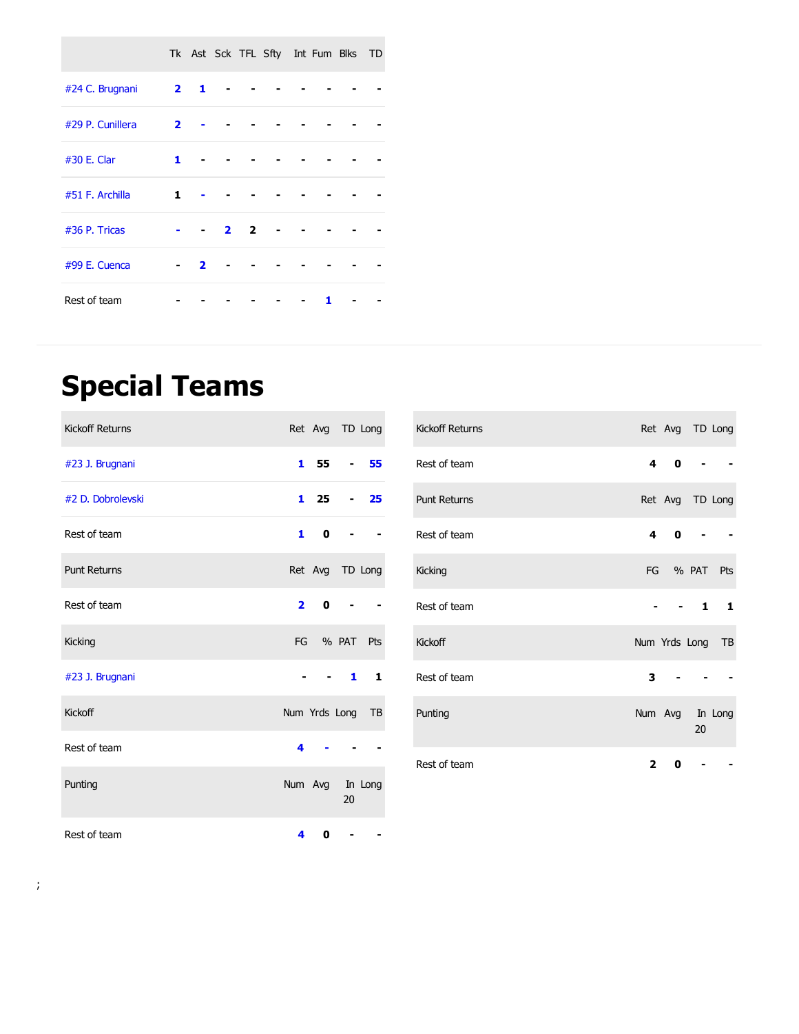| | Tk | Ast | Sck | TFL | Sfty | Int | Fum | Blks | TD |
|---|---|---|---|---|---|---|---|---|---|
| #24 C. Brugnani | 2 | 1 | - | - | - | - | - | - | - |
| #29 P. Cunillera | 2 | - | - | - | - | - | - | - | - |
| #30 E. Clar | 1 | - | - | - | - | - | - | - | - |
| #51 F. Archilla | 1 | - | - | - | - | - | - | - | - |
| #36 P. Tricas | - | - | 2 | 2 | - | - | - | - | - |
| #99 E. Cuenca | - | 2 | - | - | - | - | - | - | - |
| Rest of team | - | - | - | - | - | - | 1 | - | - |

# Special Teams

| Kickoff Returns | Ret | Avg | TD | Long |
|---|---|---|---|---|
| #23 J. Brugnani | 1 | 55 | - | 55 |
| #2 D. Dobrolevski | 1 | 25 | - | 25 |
| Rest of team | 1 | 0 | - | - |

| Punt Returns | Ret | Avg | TD | Long |
|---|---|---|---|---|
| Rest of team | 2 | 0 | - | - |

| Kicking | FG | % | PAT | Pts |
|---|---|---|---|---|
| #23 J. Brugnani | - | - | 1 | 1 |

| Kickoff | Num | Yrds | Long | TB |
|---|---|---|---|---|
| Rest of team | 4 | - | - | - |

| Punting | Num | Avg | In 20 | Long |
|---|---|---|---|---|
| Rest of team | 4 | 0 | - | - |

| Kickoff Returns | Ret | Avg | TD | Long |
|---|---|---|---|---|
| Rest of team | 4 | 0 | - | - |

| Punt Returns | Ret | Avg | TD | Long |
|---|---|---|---|---|
| Rest of team | 4 | 0 | - | - |

| Kicking | FG | % | PAT | Pts |
|---|---|---|---|---|
| Rest of team | - | - | 1 | 1 |

| Kickoff | Num | Yrds | Long | TB |
|---|---|---|---|---|
| Rest of team | 3 | - | - | - |

| Punting | Num | Avg | In 20 | Long |
|---|---|---|---|---|
| Rest of team | 2 | 0 | - | - |

;